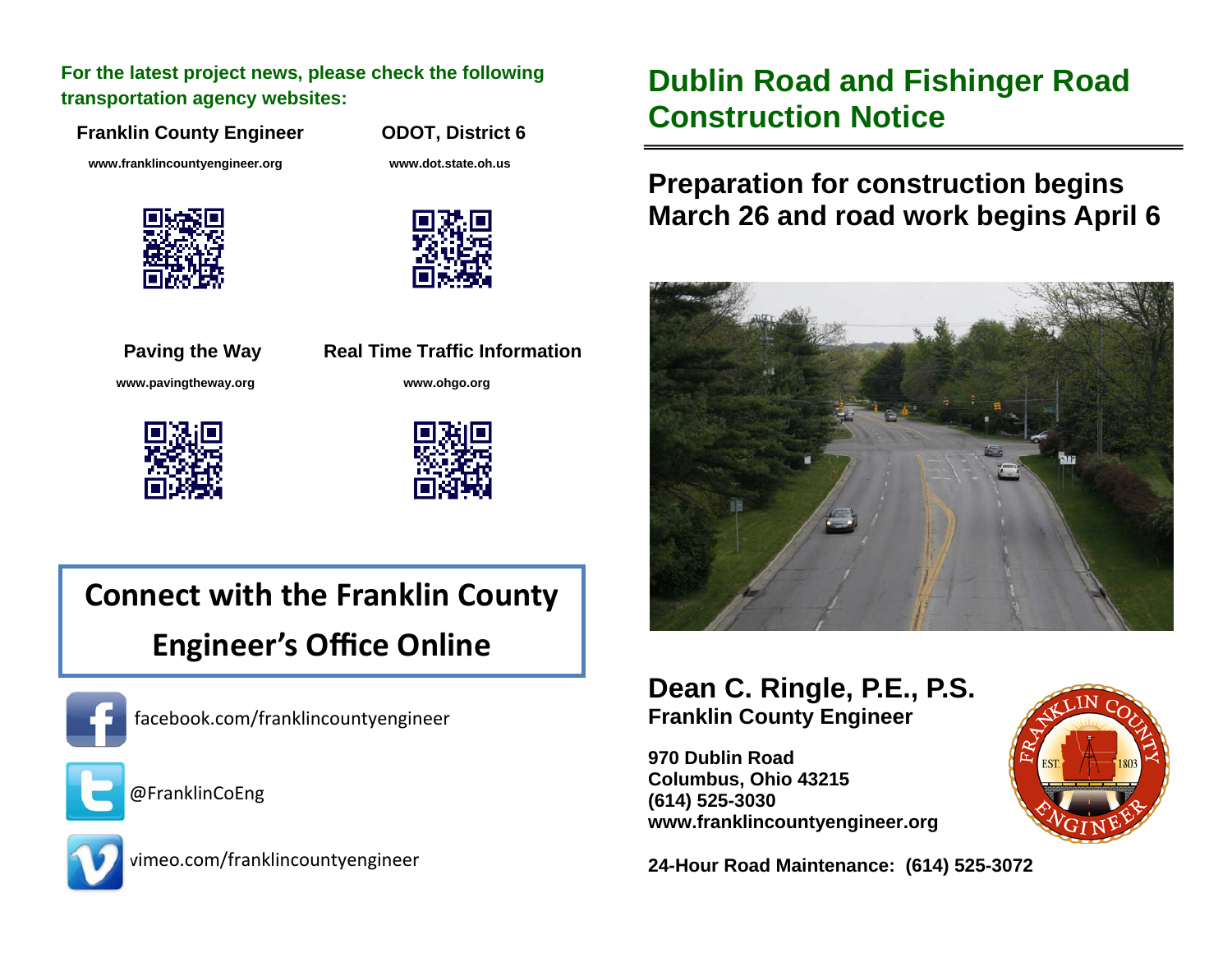**For the latest project news, please check the following transportation agency websites:**

**Franklin County Engineer**

**www.franklincountyengineer.org**

**ODOT, District 6**

**www.dot.state.oh.us**

**Paving the Way**

**www.pavingtheway.org**

**Real Time Traffic Information**

**www.ohgo.org**

## Connect with the Franklin County Engineer's Office Online

facebook.com/franklincountyengineer

@FranklinCoEng

vimeo.com/franklincountyengineer

# Dublin Road and Fishinger Road Construction Notice

## Preparation for construction begins March 26 and road work begins April 6

## Dean C. Ringle, P.E., P.S.
**Franklin County Engineer**

**970 Dublin Road**
**Columbus, Ohio 43215**
**(614) 525-3030**
**www.franklincountyengineer.org**

**24-Hour Road Maintenance: (614) 525-3072**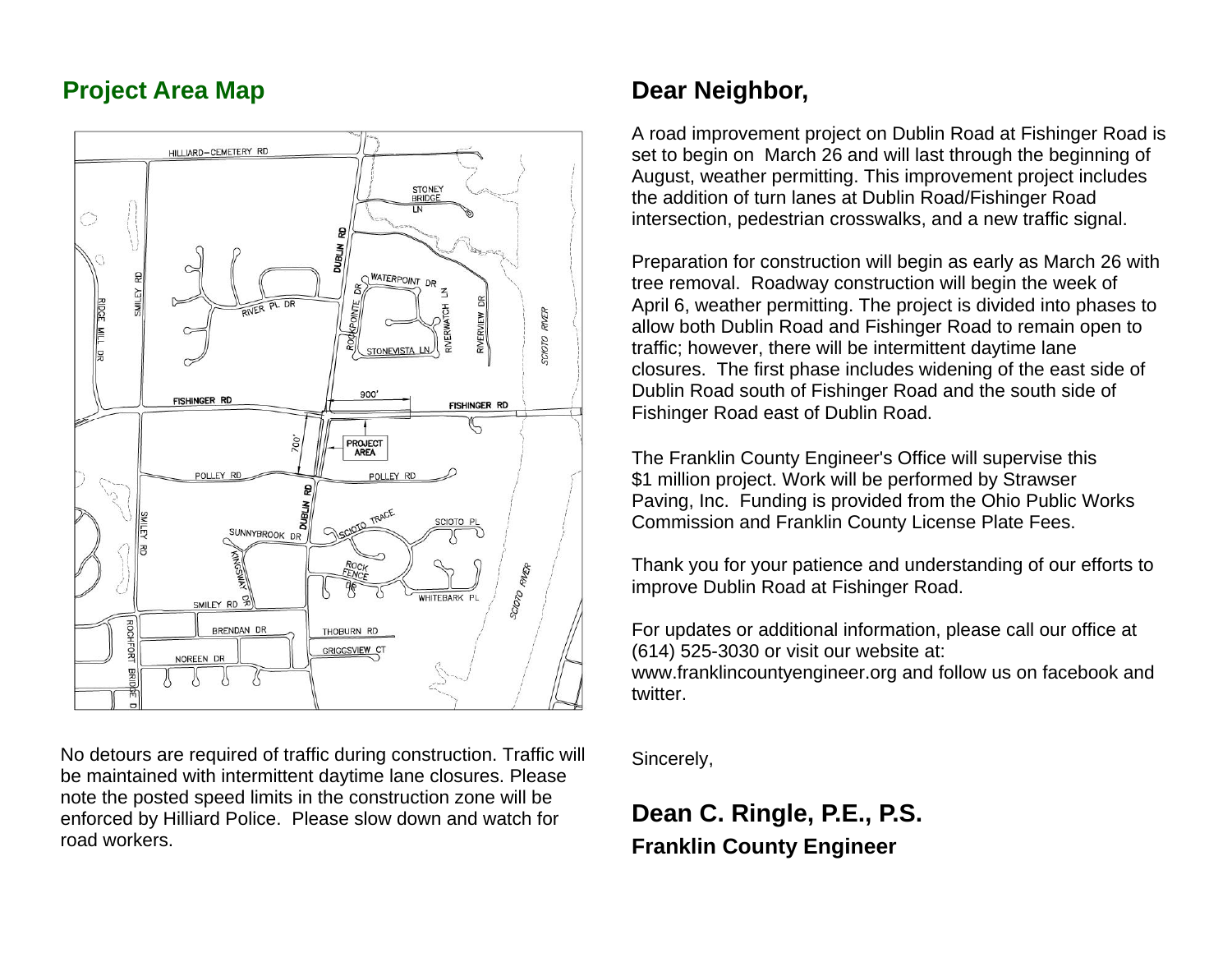## Project Area Map

HILLIARD-CEMETERY RD
STONEY BRIDGE LN
DUBLIN RD
WATERPOINT DR
SMILEY RD
RIDGE MILL DR
RIVER PL DR
ROCKPOINTE DR
RIVERWATCH LN
RIVERVIEW DR
SCIOTO RIVER
STONEVISTA LN
FISHINGER RD
900'
FISHINGER RD
700'
PROJECT AREA
POLLEY RD
POLLEY RD
DUBLIN RD
SCIOTO TRACE
SCIOTO PL
SMILEY RD
SUNNYBROOK DR
KINGSWAY DR
ROCK FENCE DR
WHITEBARK PL
SCIOTO RIVER
SMILEY RD
BRENDAN DR
THOBURN RD
ROCHFORT BRIDGE D
NOREEN DR
GRIGGSVIEW CT

No detours are required of traffic during construction. Traffic will be maintained with intermittent daytime lane closures. Please note the posted speed limits in the construction zone will be enforced by Hilliard Police. Please slow down and watch for road workers.

## Dear Neighbor,

A road improvement project on Dublin Road at Fishinger Road is set to begin on March 26 and will last through the beginning of August, weather permitting. This improvement project includes the addition of turn lanes at Dublin Road/Fishinger Road intersection, pedestrian crosswalks, and a new traffic signal.

Preparation for construction will begin as early as March 26 with tree removal. Roadway construction will begin the week of April 6, weather permitting. The project is divided into phases to allow both Dublin Road and Fishinger Road to remain open to traffic; however, there will be intermittent daytime lane closures. The first phase includes widening of the east side of Dublin Road south of Fishinger Road and the south side of Fishinger Road east of Dublin Road.

The Franklin County Engineer's Office will supervise this $1 million project. Work will be performed by Strawser Paving, Inc. Funding is provided from the Ohio Public Works Commission and Franklin County License Plate Fees.

Thank you for your patience and understanding of our efforts to improve Dublin Road at Fishinger Road.

For updates or additional information, please call our office at (614) 525-3030 or visit our website at: www.franklincountyengineer.org and follow us on facebook and twitter.

Sincerely,

**Dean C. Ringle, P.E., P.S.**
**Franklin County Engineer**